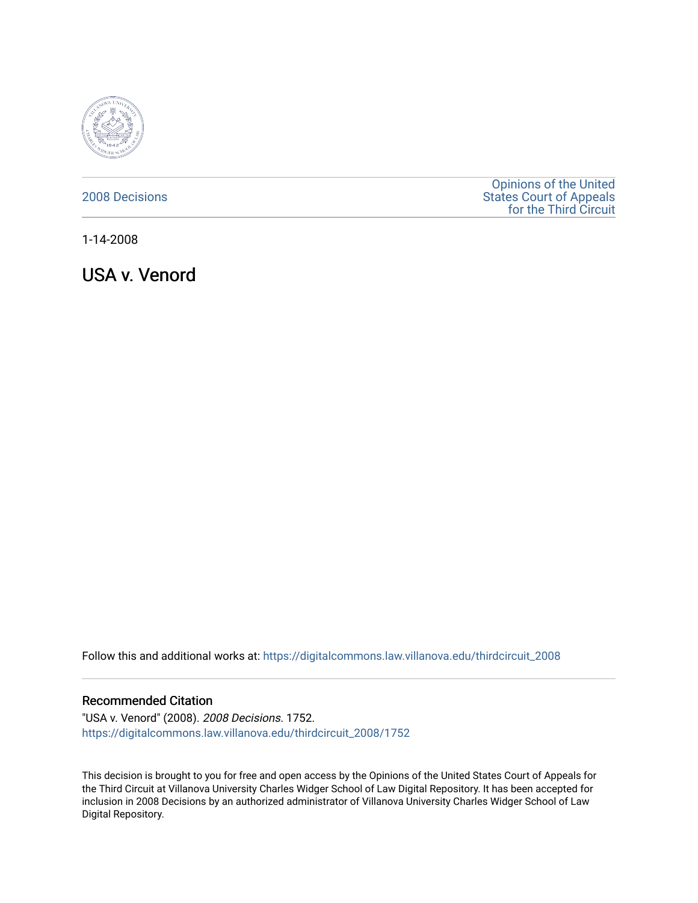2008 Decisions

Opinions of the United States Court of Appeals for the Third Circuit

1-14-2008

# USA v. Venord

Follow this and additional works at: https://digitalcommons.law.villanova.edu/thirdcircuit_2008

## Recommended Citation

"USA v. Venord" (2008). *2008 Decisions*. 1752.
https://digitalcommons.law.villanova.edu/thirdcircuit_2008/1752

This decision is brought to you for free and open access by the Opinions of the United States Court of Appeals for the Third Circuit at Villanova University Charles Widger School of Law Digital Repository. It has been accepted for inclusion in 2008 Decisions by an authorized administrator of Villanova University Charles Widger School of Law Digital Repository.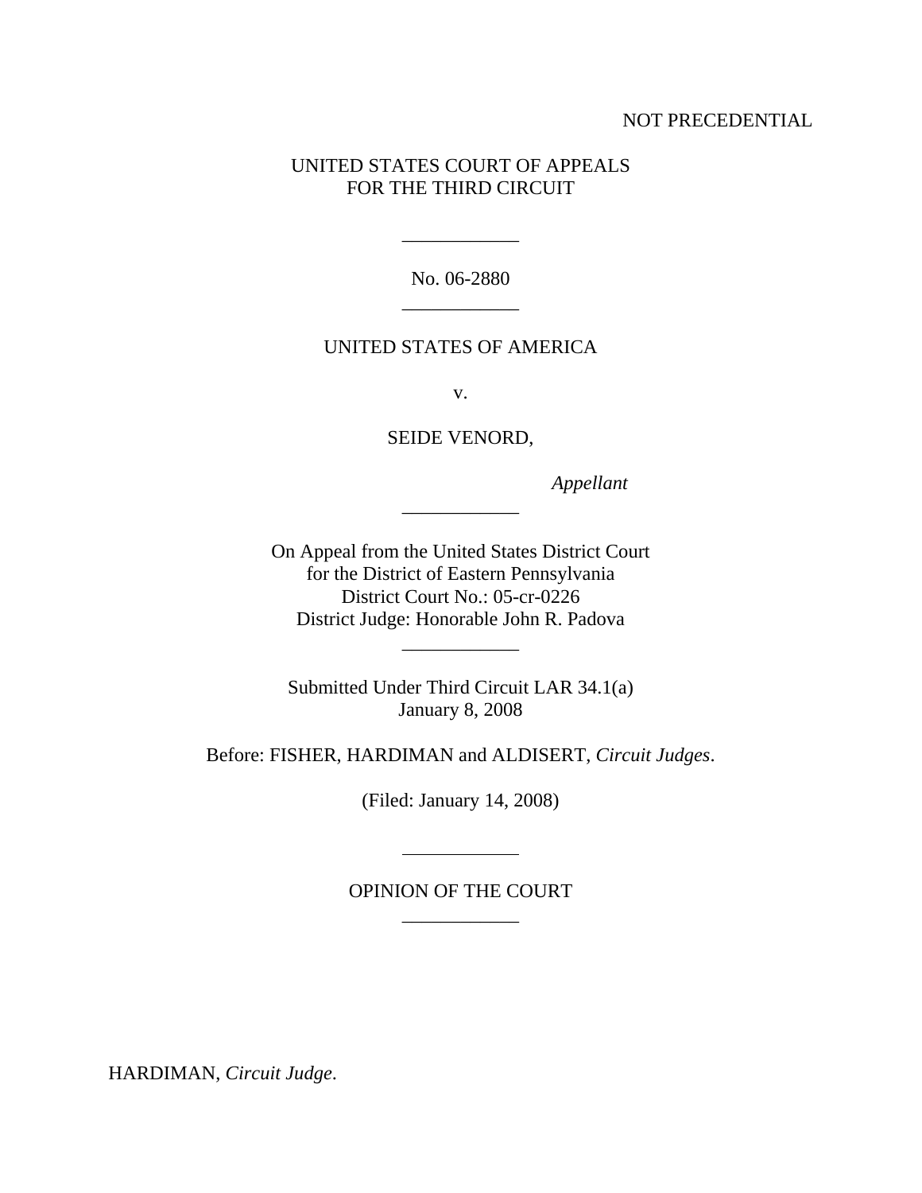NOT PRECEDENTIAL

UNITED STATES COURT OF APPEALS
FOR THE THIRD CIRCUIT

\_\_\_\_\_\_\_\_\_\_\_\_

No. 06-2880

\_\_\_\_\_\_\_\_\_\_\_\_

UNITED STATES OF AMERICA

v.

SEIDE VENORD,

*Appellant*

\_\_\_\_\_\_\_\_\_\_\_\_

On Appeal from the United States District Court
for the District of Eastern Pennsylvania
District Court No.: 05-cr-0226
District Judge: Honorable John R. Padova

\_\_\_\_\_\_\_\_\_\_\_\_

Submitted Under Third Circuit LAR 34.1(a)
January 8, 2008

Before: FISHER, HARDIMAN and ALDISERT, *Circuit Judges*.

(Filed: January 14, 2008)

\_\_\_\_\_\_\_\_\_\_\_\_

OPINION OF THE COURT

\_\_\_\_\_\_\_\_\_\_\_\_

HARDIMAN, *Circuit Judge*.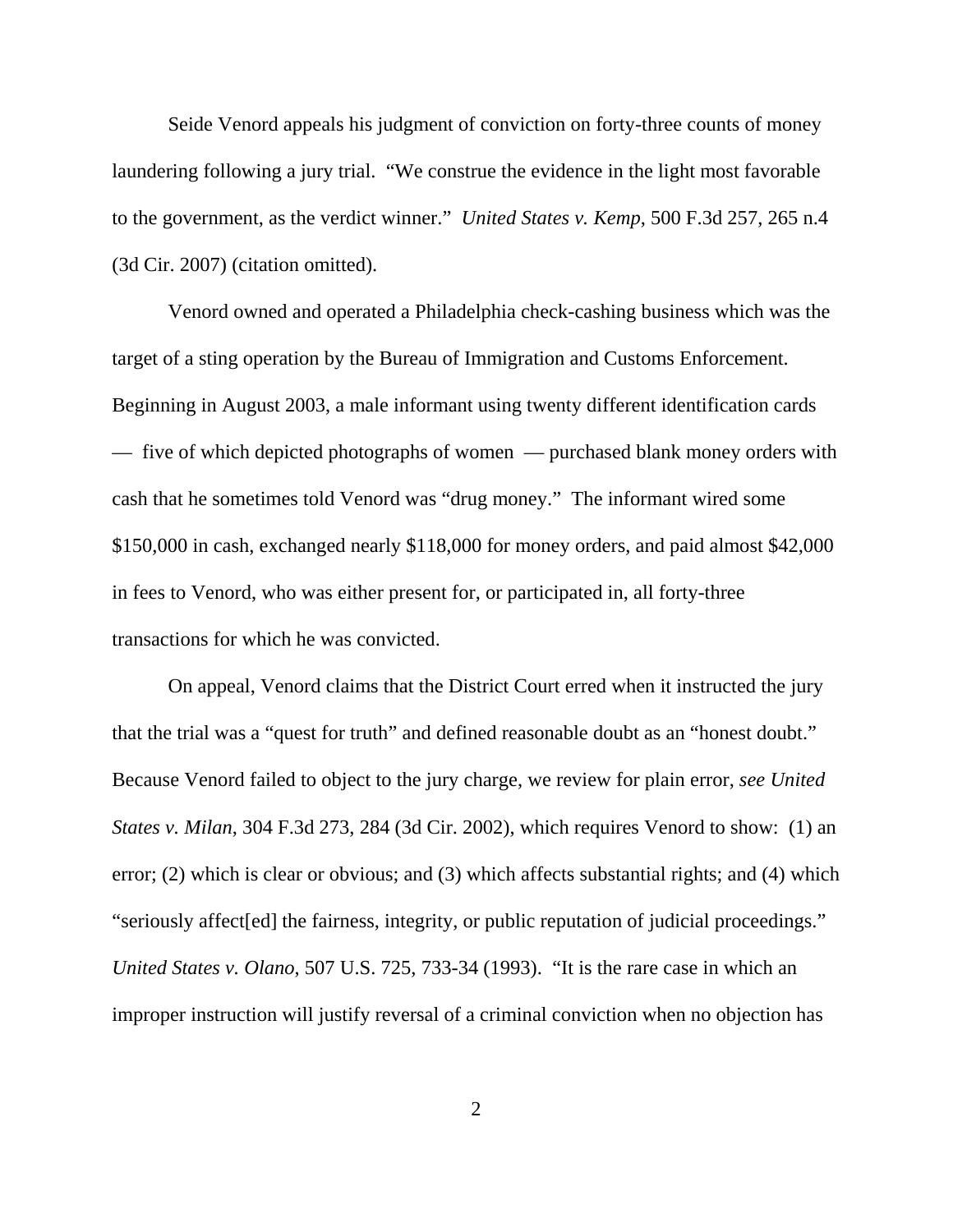Seide Venord appeals his judgment of conviction on forty-three counts of money laundering following a jury trial. "We construe the evidence in the light most favorable to the government, as the verdict winner." *United States v. Kemp*, 500 F.3d 257, 265 n.4 (3d Cir. 2007) (citation omitted).

Venord owned and operated a Philadelphia check-cashing business which was the target of a sting operation by the Bureau of Immigration and Customs Enforcement. Beginning in August 2003, a male informant using twenty different identification cards — five of which depicted photographs of women — purchased blank money orders with cash that he sometimes told Venord was "drug money." The informant wired some \$150,000 in cash, exchanged nearly \$118,000 for money orders, and paid almost \$42,000 in fees to Venord, who was either present for, or participated in, all forty-three transactions for which he was convicted.

On appeal, Venord claims that the District Court erred when it instructed the jury that the trial was a "quest for truth" and defined reasonable doubt as an "honest doubt." Because Venord failed to object to the jury charge, we review for plain error, *see United States v. Milan*, 304 F.3d 273, 284 (3d Cir. 2002), which requires Venord to show: (1) an error; (2) which is clear or obvious; and (3) which affects substantial rights; and (4) which "seriously affect[ed] the fairness, integrity, or public reputation of judicial proceedings." *United States v. Olano*, 507 U.S. 725, 733-34 (1993). "It is the rare case in which an improper instruction will justify reversal of a criminal conviction when no objection has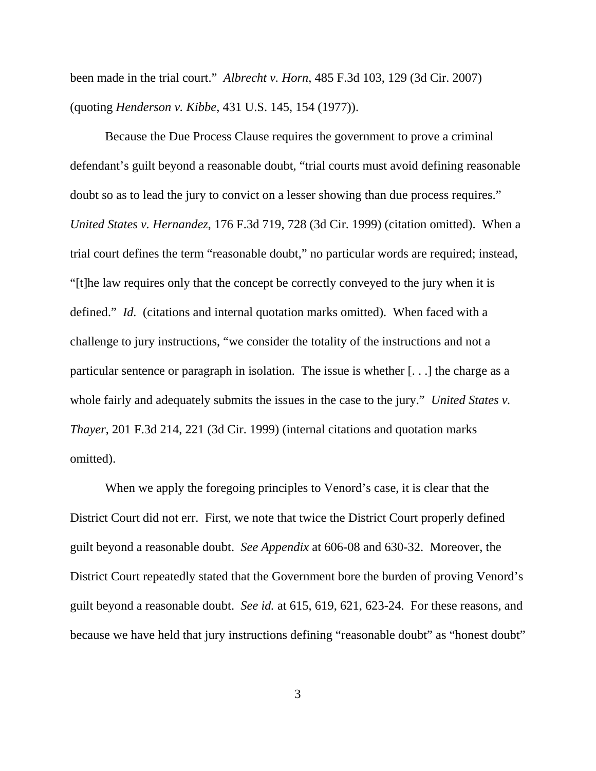been made in the trial court." *Albrecht v. Horn*, 485 F.3d 103, 129 (3d Cir. 2007) (quoting *Henderson v. Kibbe*, 431 U.S. 145, 154 (1977)).

Because the Due Process Clause requires the government to prove a criminal defendant's guilt beyond a reasonable doubt, "trial courts must avoid defining reasonable doubt so as to lead the jury to convict on a lesser showing than due process requires." *United States v. Hernandez*, 176 F.3d 719, 728 (3d Cir. 1999) (citation omitted). When a trial court defines the term "reasonable doubt," no particular words are required; instead, "[t]he law requires only that the concept be correctly conveyed to the jury when it is defined." *Id.* (citations and internal quotation marks omitted). When faced with a challenge to jury instructions, "we consider the totality of the instructions and not a particular sentence or paragraph in isolation. The issue is whether [. . .] the charge as a whole fairly and adequately submits the issues in the case to the jury." *United States v. Thayer*, 201 F.3d 214, 221 (3d Cir. 1999) (internal citations and quotation marks omitted).

When we apply the foregoing principles to Venord's case, it is clear that the District Court did not err. First, we note that twice the District Court properly defined guilt beyond a reasonable doubt. *See Appendix* at 606-08 and 630-32. Moreover, the District Court repeatedly stated that the Government bore the burden of proving Venord's guilt beyond a reasonable doubt. *See id.* at 615, 619, 621, 623-24. For these reasons, and because we have held that jury instructions defining "reasonable doubt" as "honest doubt"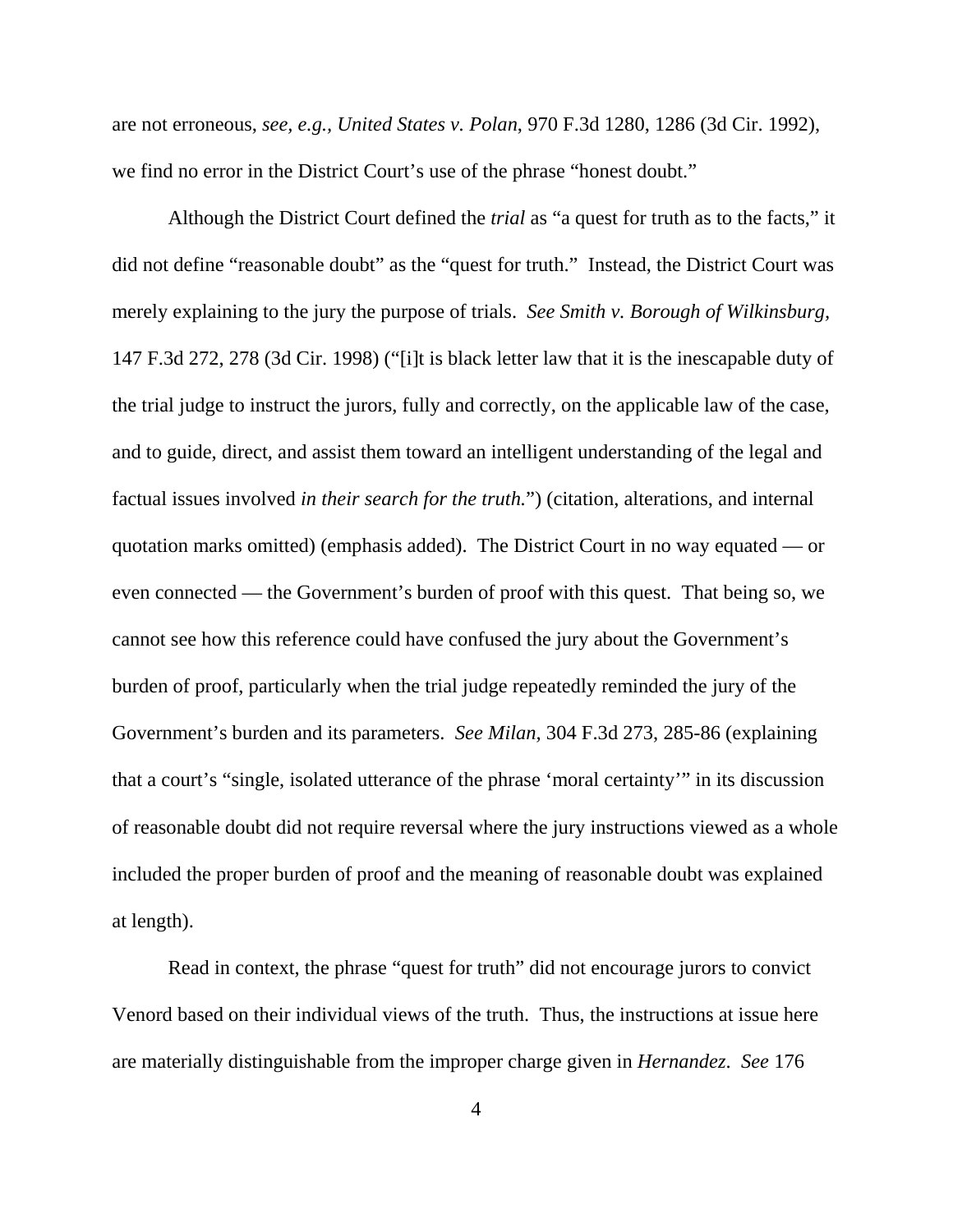are not erroneous, *see, e.g.*, *United States v. Polan*, 970 F.3d 1280, 1286 (3d Cir. 1992), we find no error in the District Court's use of the phrase "honest doubt."

Although the District Court defined the *trial* as "a quest for truth as to the facts," it did not define "reasonable doubt" as the "quest for truth." Instead, the District Court was merely explaining to the jury the purpose of trials. *See Smith v. Borough of Wilkinsburg*, 147 F.3d 272, 278 (3d Cir. 1998) ("[i]t is black letter law that it is the inescapable duty of the trial judge to instruct the jurors, fully and correctly, on the applicable law of the case, and to guide, direct, and assist them toward an intelligent understanding of the legal and factual issues involved *in their search for the truth.*") (citation, alterations, and internal quotation marks omitted) (emphasis added). The District Court in no way equated — or even connected — the Government's burden of proof with this quest. That being so, we cannot see how this reference could have confused the jury about the Government's burden of proof, particularly when the trial judge repeatedly reminded the jury of the Government's burden and its parameters. *See Milan*, 304 F.3d 273, 285-86 (explaining that a court's "single, isolated utterance of the phrase 'moral certainty'" in its discussion of reasonable doubt did not require reversal where the jury instructions viewed as a whole included the proper burden of proof and the meaning of reasonable doubt was explained at length).

Read in context, the phrase "quest for truth" did not encourage jurors to convict Venord based on their individual views of the truth. Thus, the instructions at issue here are materially distinguishable from the improper charge given in *Hernandez*. *See* 176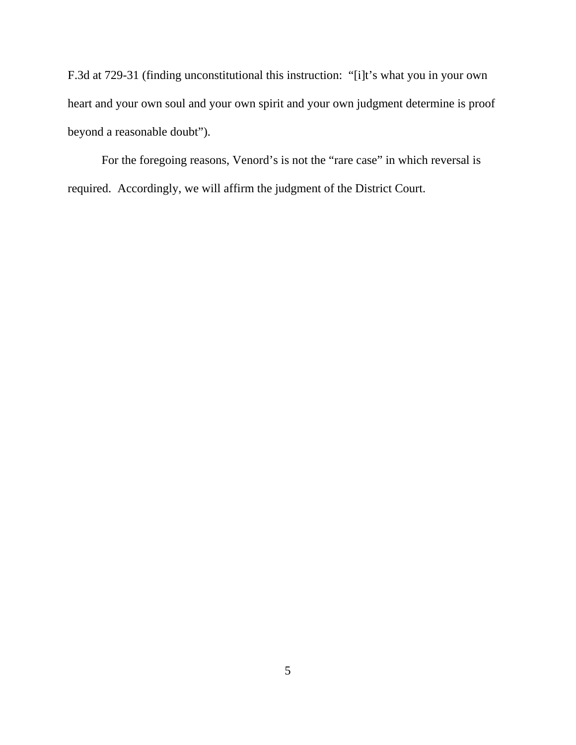F.3d at 729-31 (finding unconstitutional this instruction: "[i]t's what you in your own heart and your own soul and your own spirit and your own judgment determine is proof beyond a reasonable doubt").

For the foregoing reasons, Venord's is not the "rare case" in which reversal is required. Accordingly, we will affirm the judgment of the District Court.